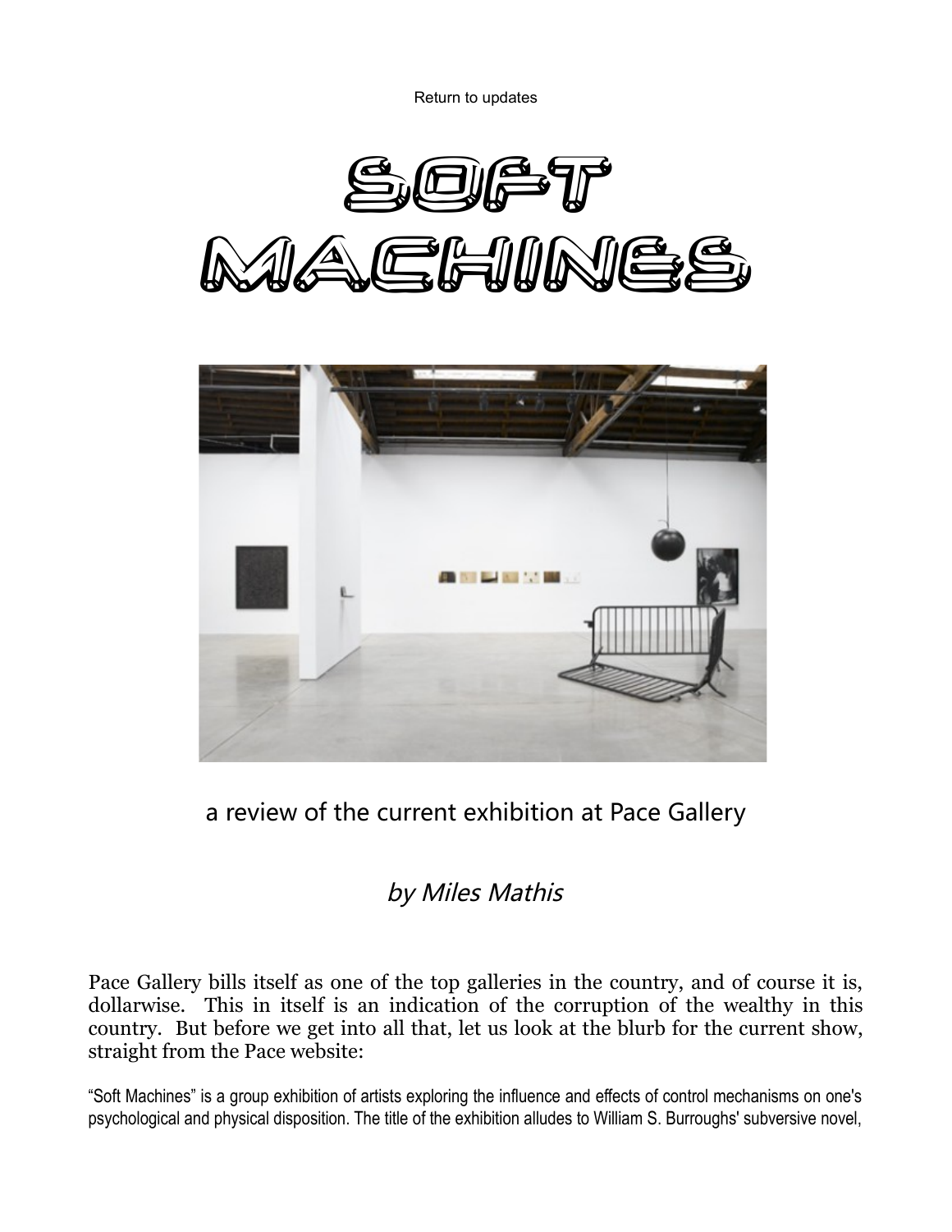Return to updates

# SOFT MACHINES

a review of the current exhibition at Pace Gallery

*by Miles Mathis*

Pace Gallery bills itself as one of the top galleries in the country, and of course it is, dollarwise. This in itself is an indication of the corruption of the wealthy in this country. But before we get into all that, let us look at the blurb for the current show, straight from the Pace website:

"Soft Machines" is a group exhibition of artists exploring the influence and effects of control mechanisms on one's psychological and physical disposition. The title of the exhibition alludes to William S. Burroughs' subversive novel,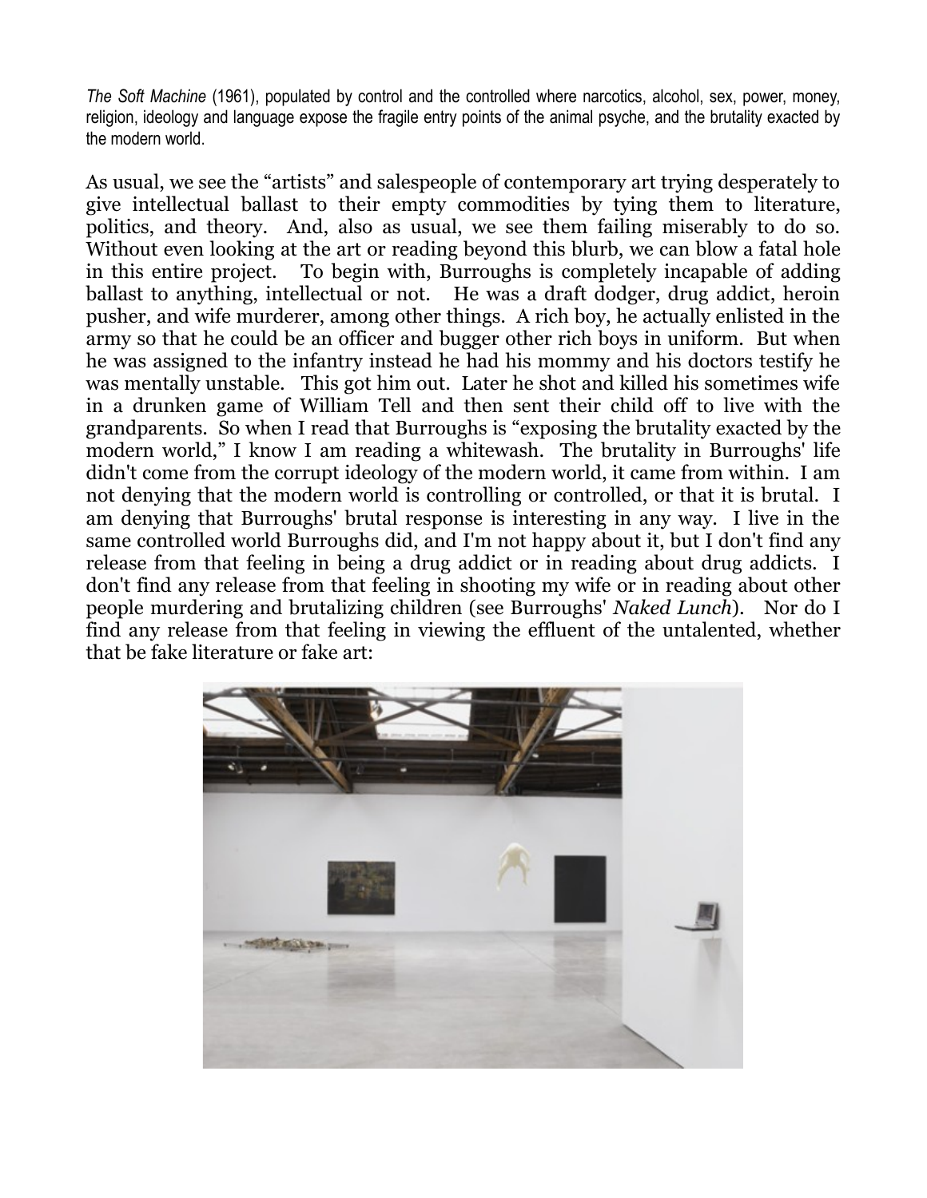*The Soft Machine* (1961), populated by control and the controlled where narcotics, alcohol, sex, power, money, religion, ideology and language expose the fragile entry points of the animal psyche, and the brutality exacted by the modern world.

As usual, we see the "artists" and salespeople of contemporary art trying desperately to give intellectual ballast to their empty commodities by tying them to literature, politics, and theory. And, also as usual, we see them failing miserably to do so. Without even looking at the art or reading beyond this blurb, we can blow a fatal hole in this entire project. To begin with, Burroughs is completely incapable of adding ballast to anything, intellectual or not. He was a draft dodger, drug addict, heroin pusher, and wife murderer, among other things. A rich boy, he actually enlisted in the army so that he could be an officer and bugger other rich boys in uniform. But when he was assigned to the infantry instead he had his mommy and his doctors testify he was mentally unstable. This got him out. Later he shot and killed his sometimes wife in a drunken game of William Tell and then sent their child off to live with the grandparents. So when I read that Burroughs is "exposing the brutality exacted by the modern world," I know I am reading a whitewash. The brutality in Burroughs' life didn't come from the corrupt ideology of the modern world, it came from within. I am not denying that the modern world is controlling or controlled, or that it is brutal. I am denying that Burroughs' brutal response is interesting in any way. I live in the same controlled world Burroughs did, and I'm not happy about it, but I don't find any release from that feeling in being a drug addict or in reading about drug addicts. I don't find any release from that feeling in shooting my wife or in reading about other people murdering and brutalizing children (see Burroughs' *Naked Lunch*). Nor do I find any release from that feeling in viewing the effluent of the untalented, whether that be fake literature or fake art: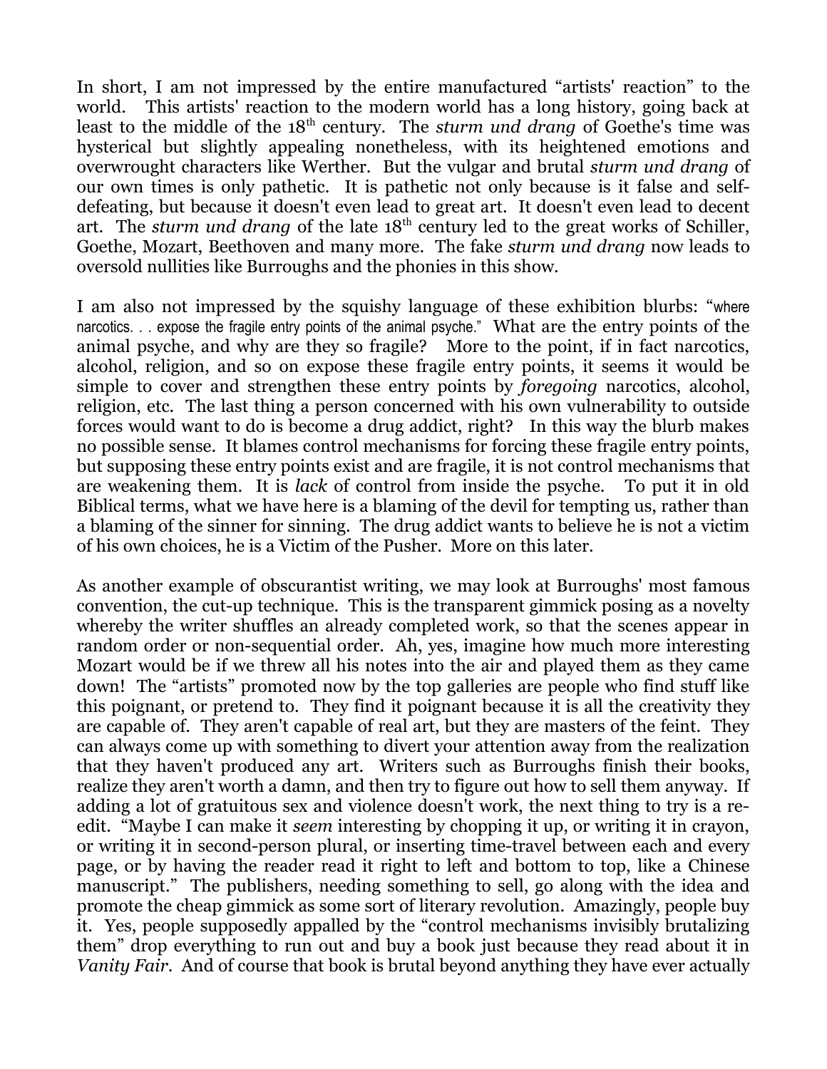In short, I am not impressed by the entire manufactured "artists' reaction" to the world. This artists' reaction to the modern world has a long history, going back at least to the middle of the 18th century. The *sturm und drang* of Goethe's time was hysterical but slightly appealing nonetheless, with its heightened emotions and overwrought characters like Werther. But the vulgar and brutal *sturm und drang* of our own times is only pathetic. It is pathetic not only because is it false and self-defeating, but because it doesn't even lead to great art. It doesn't even lead to decent art. The *sturm und drang* of the late 18th century led to the great works of Schiller, Goethe, Mozart, Beethoven and many more. The fake *sturm und drang* now leads to oversold nullities like Burroughs and the phonies in this show.

I am also not impressed by the squishy language of these exhibition blurbs: "where narcotics. . . expose the fragile entry points of the animal psyche." What are the entry points of the animal psyche, and why are they so fragile? More to the point, if in fact narcotics, alcohol, religion, and so on expose these fragile entry points, it seems it would be simple to cover and strengthen these entry points by *foregoing* narcotics, alcohol, religion, etc. The last thing a person concerned with his own vulnerability to outside forces would want to do is become a drug addict, right? In this way the blurb makes no possible sense. It blames control mechanisms for forcing these fragile entry points, but supposing these entry points exist and are fragile, it is not control mechanisms that are weakening them. It is *lack* of control from inside the psyche. To put it in old Biblical terms, what we have here is a blaming of the devil for tempting us, rather than a blaming of the sinner for sinning. The drug addict wants to believe he is not a victim of his own choices, he is a Victim of the Pusher. More on this later.

As another example of obscurantist writing, we may look at Burroughs' most famous convention, the cut-up technique. This is the transparent gimmick posing as a novelty whereby the writer shuffles an already completed work, so that the scenes appear in random order or non-sequential order. Ah, yes, imagine how much more interesting Mozart would be if we threw all his notes into the air and played them as they came down! The "artists" promoted now by the top galleries are people who find stuff like this poignant, or pretend to. They find it poignant because it is all the creativity they are capable of. They aren't capable of real art, but they are masters of the feint. They can always come up with something to divert your attention away from the realization that they haven't produced any art. Writers such as Burroughs finish their books, realize they aren't worth a damn, and then try to figure out how to sell them anyway. If adding a lot of gratuitous sex and violence doesn't work, the next thing to try is a re-edit. "Maybe I can make it *seem* interesting by chopping it up, or writing it in crayon, or writing it in second-person plural, or inserting time-travel between each and every page, or by having the reader read it right to left and bottom to top, like a Chinese manuscript." The publishers, needing something to sell, go along with the idea and promote the cheap gimmick as some sort of literary revolution. Amazingly, people buy it. Yes, people supposedly appalled by the "control mechanisms invisibly brutalizing them" drop everything to run out and buy a book just because they read about it in *Vanity Fair*. And of course that book is brutal beyond anything they have ever actually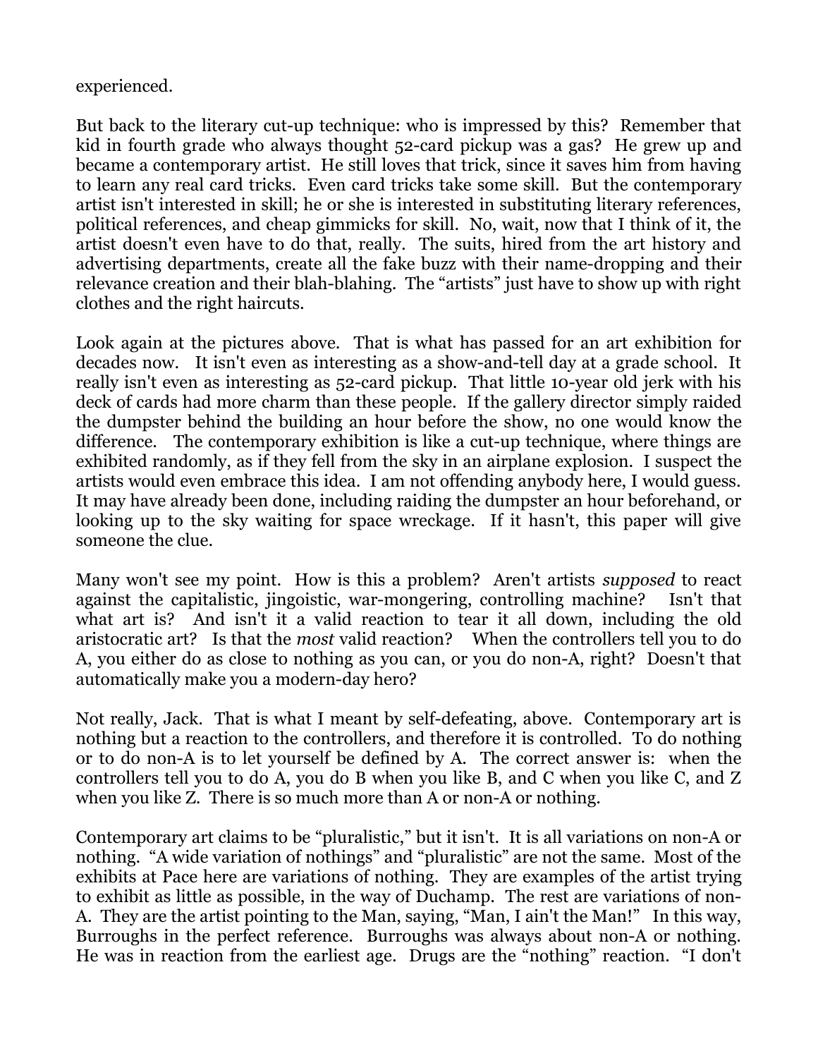experienced.

But back to the literary cut-up technique: who is impressed by this? Remember that kid in fourth grade who always thought 52-card pickup was a gas? He grew up and became a contemporary artist. He still loves that trick, since it saves him from having to learn any real card tricks. Even card tricks take some skill. But the contemporary artist isn't interested in skill; he or she is interested in substituting literary references, political references, and cheap gimmicks for skill. No, wait, now that I think of it, the artist doesn't even have to do that, really. The suits, hired from the art history and advertising departments, create all the fake buzz with their name-dropping and their relevance creation and their blah-blahing. The "artists" just have to show up with right clothes and the right haircuts.

Look again at the pictures above. That is what has passed for an art exhibition for decades now. It isn't even as interesting as a show-and-tell day at a grade school. It really isn't even as interesting as 52-card pickup. That little 10-year old jerk with his deck of cards had more charm than these people. If the gallery director simply raided the dumpster behind the building an hour before the show, no one would know the difference. The contemporary exhibition is like a cut-up technique, where things are exhibited randomly, as if they fell from the sky in an airplane explosion. I suspect the artists would even embrace this idea. I am not offending anybody here, I would guess. It may have already been done, including raiding the dumpster an hour beforehand, or looking up to the sky waiting for space wreckage. If it hasn't, this paper will give someone the clue.

Many won't see my point. How is this a problem? Aren't artists *supposed* to react against the capitalistic, jingoistic, war-mongering, controlling machine? Isn't that what art is? And isn't it a valid reaction to tear it all down, including the old aristocratic art? Is that the *most* valid reaction? When the controllers tell you to do A, you either do as close to nothing as you can, or you do non-A, right? Doesn't that automatically make you a modern-day hero?

Not really, Jack. That is what I meant by self-defeating, above. Contemporary art is nothing but a reaction to the controllers, and therefore it is controlled. To do nothing or to do non-A is to let yourself be defined by A. The correct answer is: when the controllers tell you to do A, you do B when you like B, and C when you like C, and Z when you like Z. There is so much more than A or non-A or nothing.

Contemporary art claims to be "pluralistic," but it isn't. It is all variations on non-A or nothing. "A wide variation of nothings" and "pluralistic" are not the same. Most of the exhibits at Pace here are variations of nothing. They are examples of the artist trying to exhibit as little as possible, in the way of Duchamp. The rest are variations of non-A. They are the artist pointing to the Man, saying, "Man, I ain't the Man!" In this way, Burroughs in the perfect reference. Burroughs was always about non-A or nothing. He was in reaction from the earliest age. Drugs are the "nothing" reaction. "I don't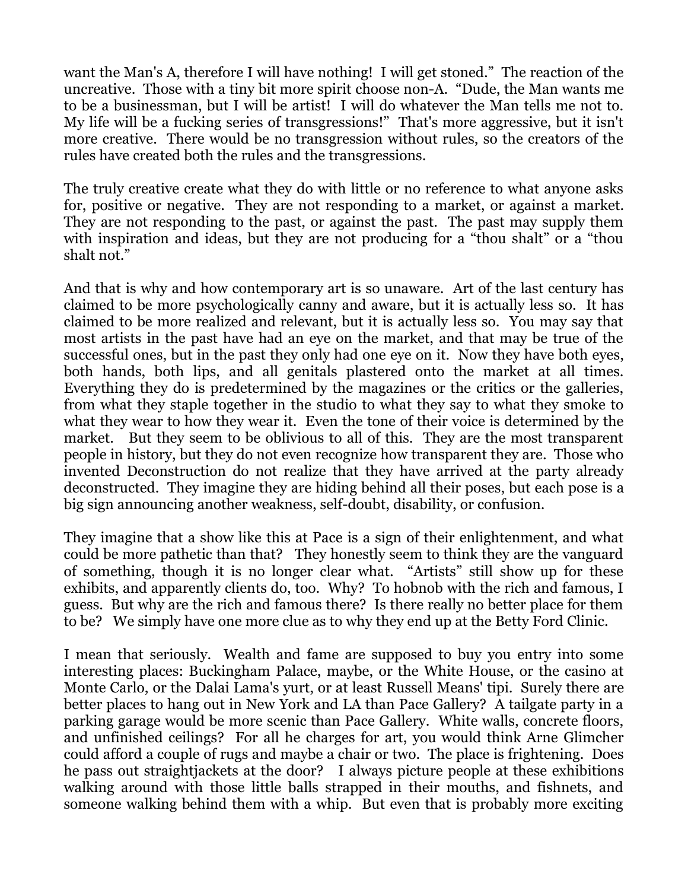want the Man's A, therefore I will have nothing! I will get stoned." The reaction of the uncreative. Those with a tiny bit more spirit choose non-A. "Dude, the Man wants me to be a businessman, but I will be artist! I will do whatever the Man tells me not to. My life will be a fucking series of transgressions!" That's more aggressive, but it isn't more creative. There would be no transgression without rules, so the creators of the rules have created both the rules and the transgressions.

The truly creative create what they do with little or no reference to what anyone asks for, positive or negative. They are not responding to a market, or against a market. They are not responding to the past, or against the past. The past may supply them with inspiration and ideas, but they are not producing for a "thou shalt" or a "thou shalt not."

And that is why and how contemporary art is so unaware. Art of the last century has claimed to be more psychologically canny and aware, but it is actually less so. It has claimed to be more realized and relevant, but it is actually less so. You may say that most artists in the past have had an eye on the market, and that may be true of the successful ones, but in the past they only had one eye on it. Now they have both eyes, both hands, both lips, and all genitals plastered onto the market at all times. Everything they do is predetermined by the magazines or the critics or the galleries, from what they staple together in the studio to what they say to what they smoke to what they wear to how they wear it. Even the tone of their voice is determined by the market. But they seem to be oblivious to all of this. They are the most transparent people in history, but they do not even recognize how transparent they are. Those who invented Deconstruction do not realize that they have arrived at the party already deconstructed. They imagine they are hiding behind all their poses, but each pose is a big sign announcing another weakness, self-doubt, disability, or confusion.

They imagine that a show like this at Pace is a sign of their enlightenment, and what could be more pathetic than that? They honestly seem to think they are the vanguard of something, though it is no longer clear what. "Artists" still show up for these exhibits, and apparently clients do, too. Why? To hobnob with the rich and famous, I guess. But why are the rich and famous there? Is there really no better place for them to be? We simply have one more clue as to why they end up at the Betty Ford Clinic.

I mean that seriously. Wealth and fame are supposed to buy you entry into some interesting places: Buckingham Palace, maybe, or the White House, or the casino at Monte Carlo, or the Dalai Lama's yurt, or at least Russell Means' tipi. Surely there are better places to hang out in New York and LA than Pace Gallery? A tailgate party in a parking garage would be more scenic than Pace Gallery. White walls, concrete floors, and unfinished ceilings? For all he charges for art, you would think Arne Glimcher could afford a couple of rugs and maybe a chair or two. The place is frightening. Does he pass out straightjackets at the door? I always picture people at these exhibitions walking around with those little balls strapped in their mouths, and fishnets, and someone walking behind them with a whip. But even that is probably more exciting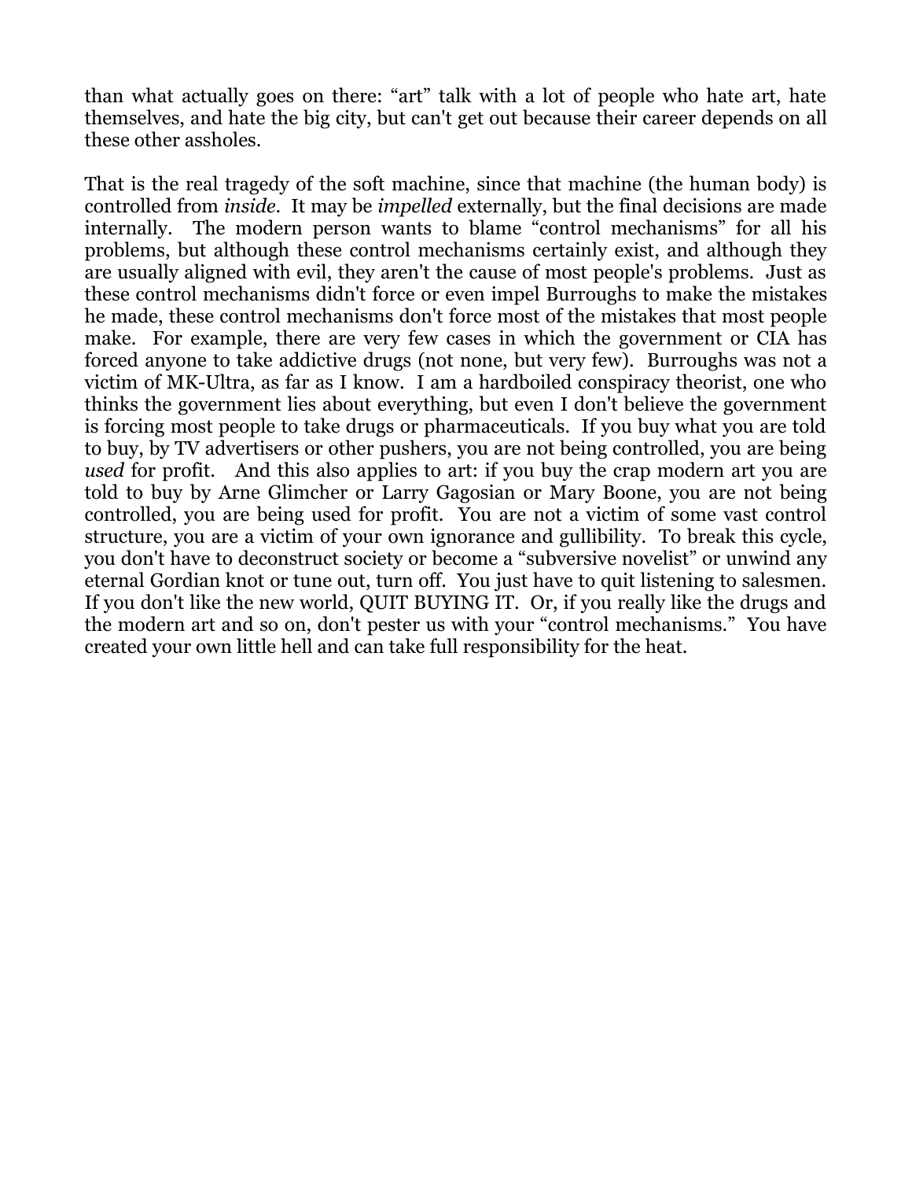than what actually goes on there: "art" talk with a lot of people who hate art, hate themselves, and hate the big city, but can't get out because their career depends on all these other assholes.

That is the real tragedy of the soft machine, since that machine (the human body) is controlled from *inside*. It may be *impelled* externally, but the final decisions are made internally. The modern person wants to blame "control mechanisms" for all his problems, but although these control mechanisms certainly exist, and although they are usually aligned with evil, they aren't the cause of most people's problems. Just as these control mechanisms didn't force or even impel Burroughs to make the mistakes he made, these control mechanisms don't force most of the mistakes that most people make. For example, there are very few cases in which the government or CIA has forced anyone to take addictive drugs (not none, but very few). Burroughs was not a victim of MK-Ultra, as far as I know. I am a hardboiled conspiracy theorist, one who thinks the government lies about everything, but even I don't believe the government is forcing most people to take drugs or pharmaceuticals. If you buy what you are told to buy, by TV advertisers or other pushers, you are not being controlled, you are being *used* for profit. And this also applies to art: if you buy the crap modern art you are told to buy by Arne Glimcher or Larry Gagosian or Mary Boone, you are not being controlled, you are being used for profit. You are not a victim of some vast control structure, you are a victim of your own ignorance and gullibility. To break this cycle, you don't have to deconstruct society or become a "subversive novelist" or unwind any eternal Gordian knot or tune out, turn off. You just have to quit listening to salesmen. If you don't like the new world, QUIT BUYING IT. Or, if you really like the drugs and the modern art and so on, don't pester us with your "control mechanisms." You have created your own little hell and can take full responsibility for the heat.